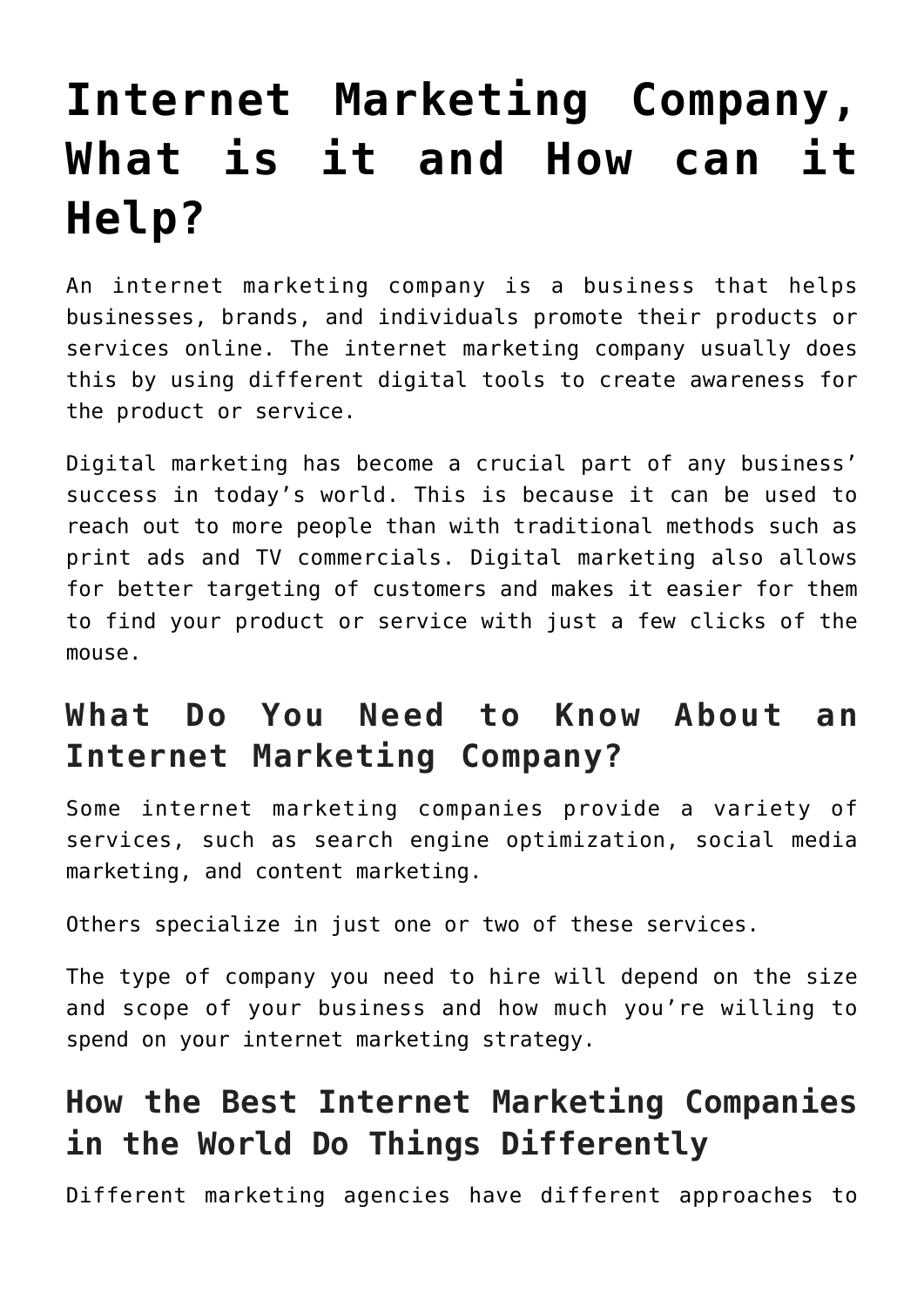# Internet Marketing Company, What is it and How can it Help?

An internet marketing company is a business that helps businesses, brands, and individuals promote their products or services online. The internet marketing company usually does this by using different digital tools to create awareness for the product or service.

Digital marketing has become a crucial part of any business' success in today's world. This is because it can be used to reach out to more people than with traditional methods such as print ads and TV commercials. Digital marketing also allows for better targeting of customers and makes it easier for them to find your product or service with just a few clicks of the mouse.

## What Do You Need to Know About an Internet Marketing Company?

Some internet marketing companies provide a variety of services, such as search engine optimization, social media marketing, and content marketing.

Others specialize in just one or two of these services.

The type of company you need to hire will depend on the size and scope of your business and how much you're willing to spend on your internet marketing strategy.

## How the Best Internet Marketing Companies in the World Do Things Differently

Different marketing agencies have different approaches to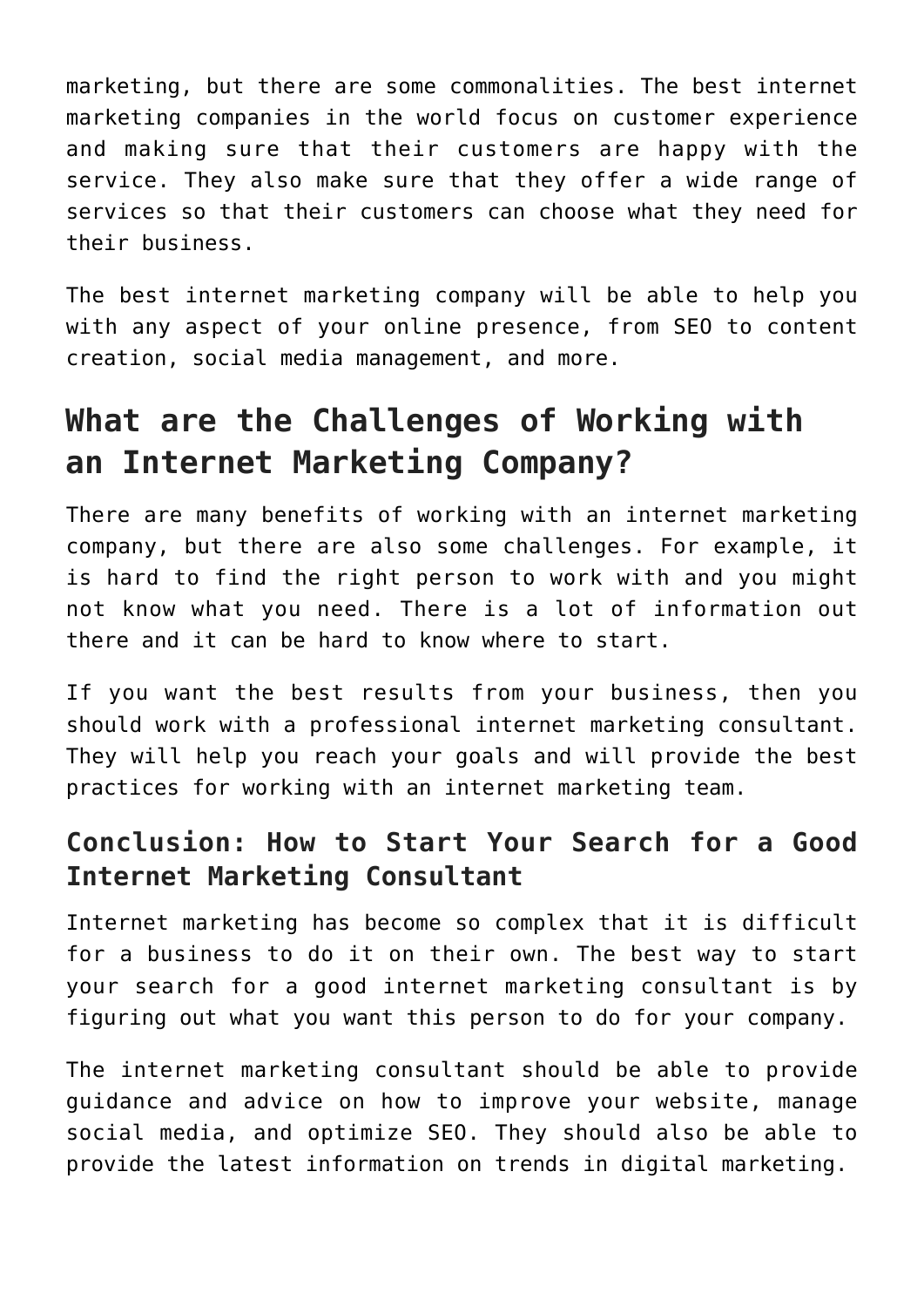marketing, but there are some commonalities. The best internet marketing companies in the world focus on customer experience and making sure that their customers are happy with the service. They also make sure that they offer a wide range of services so that their customers can choose what they need for their business.

The best internet marketing company will be able to help you with any aspect of your online presence, from SEO to content creation, social media management, and more.

## What are the Challenges of Working with an Internet Marketing Company?

There are many benefits of working with an internet marketing company, but there are also some challenges. For example, it is hard to find the right person to work with and you might not know what you need. There is a lot of information out there and it can be hard to know where to start.

If you want the best results from your business, then you should work with a professional internet marketing consultant. They will help you reach your goals and will provide the best practices for working with an internet marketing team.

### Conclusion: How to Start Your Search for a Good Internet Marketing Consultant

Internet marketing has become so complex that it is difficult for a business to do it on their own. The best way to start your search for a good internet marketing consultant is by figuring out what you want this person to do for your company.

The internet marketing consultant should be able to provide guidance and advice on how to improve your website, manage social media, and optimize SEO. They should also be able to provide the latest information on trends in digital marketing.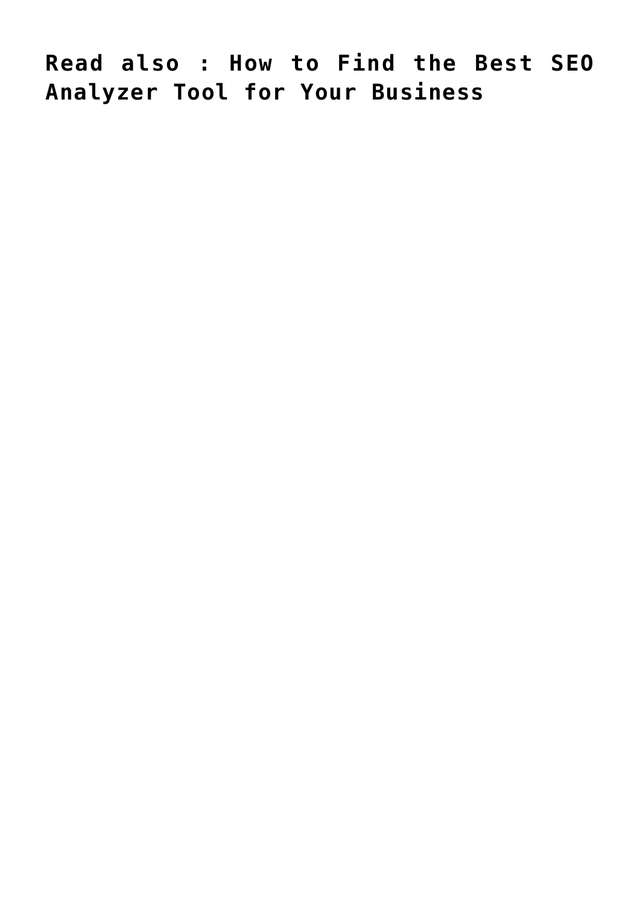**Read also : How to Find the Best SEO Analyzer Tool for Your Business**